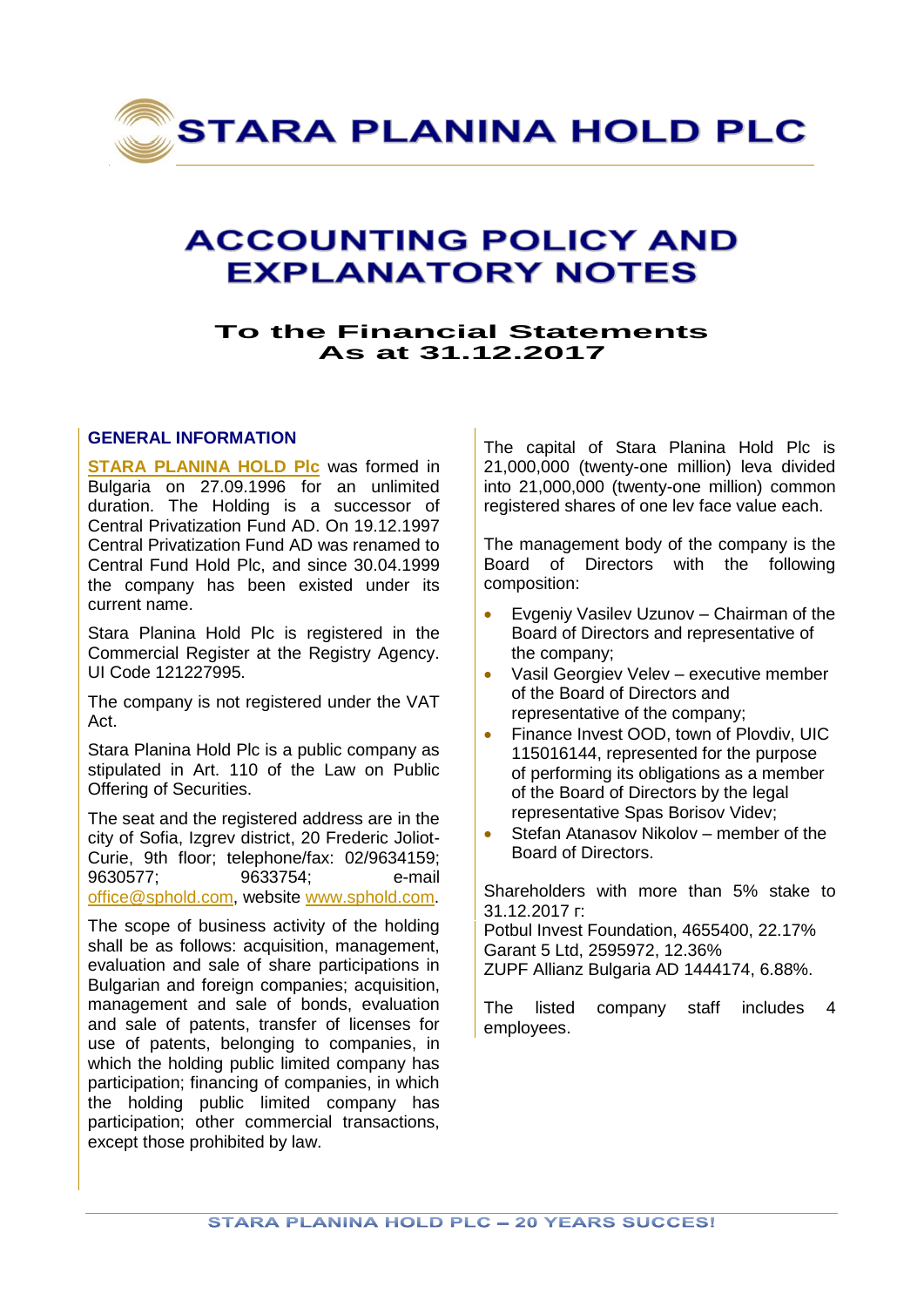# STARA PLANINA HOLD PLC

# ACCOUNTING POLICY AND EXPLANATORY NOTES

## To the Financial Statements As at 31.12.2017

### GENERAL INFORMATION

**STARA PLANINA HOLD Plc** was formed in Bulgaria on 27.09.1996 for an unlimited duration. The Holding is a successor of Central Privatization Fund AD. On 19.12.1997 Central Privatization Fund AD was renamed to Central Fund Hold Plc, and since 30.04.1999 the company has been existed under its current name.

Stara Planina Hold Plc is registered in the Commercial Register at the Registry Agency. UI Code 121227995.

The company is not registered under the VAT Act.

Stara Planina Hold Plc is a public company as stipulated in Art. 110 of the Law on Public Offering of Securities.

The seat and the registered address are in the city of Sofia, Izgrev district, 20 Frederic Joliot-Curie, 9th floor; telephone/fax: 02/9634159; 9630577; 9633754; e-mail office@sphold.com, website www.sphold.com.

The scope of business activity of the holding shall be as follows: acquisition, management, evaluation and sale of share participations in Bulgarian and foreign companies; acquisition, management and sale of bonds, evaluation and sale of patents, transfer of licenses for use of patents, belonging to companies, in which the holding public limited company has participation; financing of companies, in which the holding public limited company has participation; other commercial transactions, except those prohibited by law.

The capital of Stara Planina Hold Plc is 21,000,000 (twenty-one million) leva divided into 21,000,000 (twenty-one million) common registered shares of one lev face value each.

The management body of the company is the Board of Directors with the following composition:

- Evgeniy Vasilev Uzunov – Chairman of the Board of Directors and representative of the company;
- Vasil Georgiev Velev – executive member of the Board of Directors and representative of the company;
- Finance Invest OOD, town of Plovdiv, UIC 115016144, represented for the purpose of performing its obligations as a member of the Board of Directors by the legal representative Spas Borisov Videv;
- Stefan Atanasov Nikolov – member of the Board of Directors.

Shareholders with more than 5% stake to 31.12.2017 r:
Potbul Invest Foundation, 4655400, 22.17%
Garant 5 Ltd, 2595972, 12.36%
ZUPF Allianz Bulgaria AD 1444174, 6.88%.

The listed company staff includes 4 employees.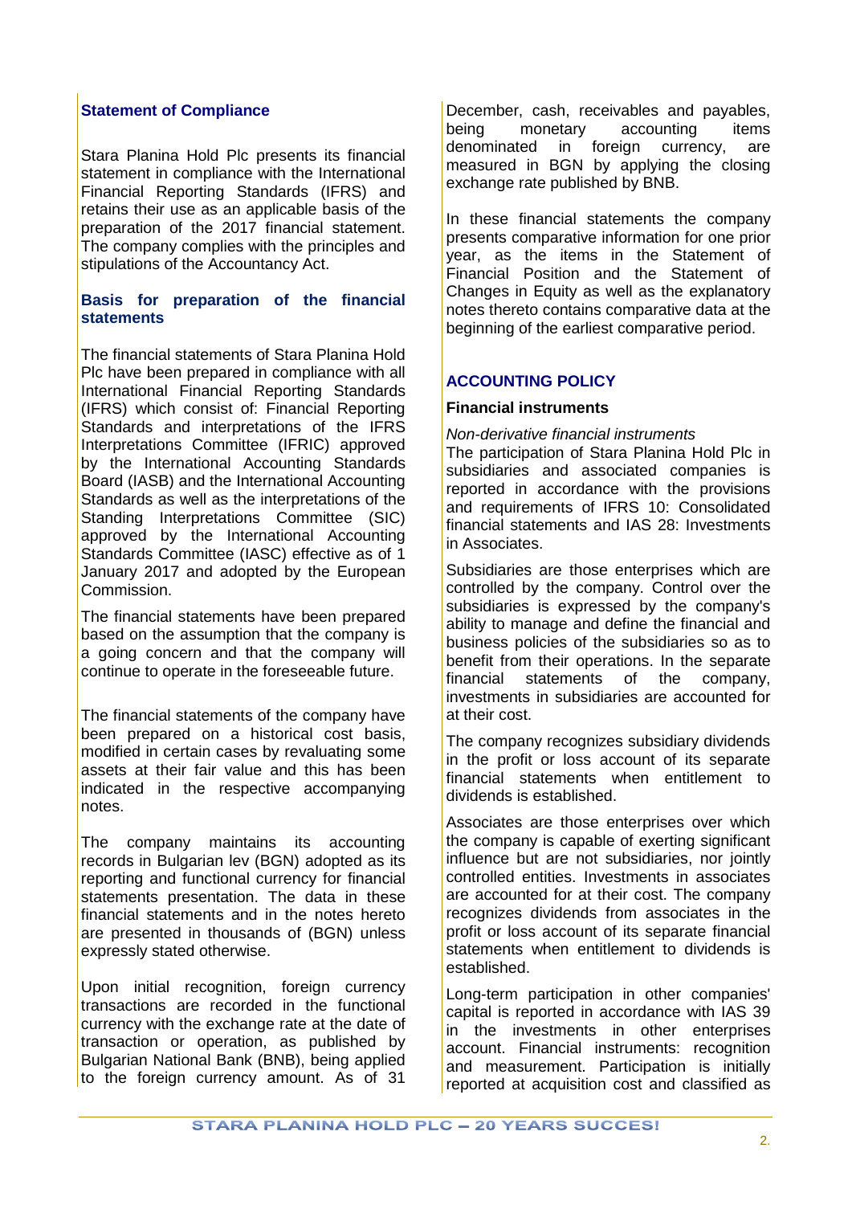## Statement of Compliance

Stara Planina Hold Plc presents its financial statement in compliance with the International Financial Reporting Standards (IFRS) and retains their use as an applicable basis of the preparation of the 2017 financial statement. The company complies with the principles and stipulations of the Accountancy Act.

## Basis for preparation of the financial statements

The financial statements of Stara Planina Hold Plc have been prepared in compliance with all International Financial Reporting Standards (IFRS) which consist of: Financial Reporting Standards and interpretations of the IFRS Interpretations Committee (IFRIC) approved by the International Accounting Standards Board (IASB) and the International Accounting Standards as well as the interpretations of the Standing Interpretations Committee (SIC) approved by the International Accounting Standards Committee (IASC) effective as of 1 January 2017 and adopted by the European Commission.

The financial statements have been prepared based on the assumption that the company is a going concern and that the company will continue to operate in the foreseeable future.

The financial statements of the company have been prepared on a historical cost basis, modified in certain cases by revaluating some assets at their fair value and this has been indicated in the respective accompanying notes.

The company maintains its accounting records in Bulgarian lev (BGN) adopted as its reporting and functional currency for financial statements presentation. The data in these financial statements and in the notes hereto are presented in thousands of (BGN) unless expressly stated otherwise.

Upon initial recognition, foreign currency transactions are recorded in the functional currency with the exchange rate at the date of transaction or operation, as published by Bulgarian National Bank (BNB), being applied to the foreign currency amount. As of 31 December, cash, receivables and payables, being monetary accounting items denominated in foreign currency, are measured in BGN by applying the closing exchange rate published by BNB.

In these financial statements the company presents comparative information for one prior year, as the items in the Statement of Financial Position and the Statement of Changes in Equity as well as the explanatory notes thereto contains comparative data at the beginning of the earliest comparative period.

## ACCOUNTING POLICY

### Financial instruments

*Non-derivative financial instruments*

The participation of Stara Planina Hold Plc in subsidiaries and associated companies is reported in accordance with the provisions and requirements of IFRS 10: Consolidated financial statements and IAS 28: Investments in Associates.

Subsidiaries are those enterprises which are controlled by the company. Control over the subsidiaries is expressed by the company's ability to manage and define the financial and business policies of the subsidiaries so as to benefit from their operations. In the separate financial statements of the company, investments in subsidiaries are accounted for at their cost.

The company recognizes subsidiary dividends in the profit or loss account of its separate financial statements when entitlement to dividends is established.

Associates are those enterprises over which the company is capable of exerting significant influence but are not subsidiaries, nor jointly controlled entities. Investments in associates are accounted for at their cost. The company recognizes dividends from associates in the profit or loss account of its separate financial statements when entitlement to dividends is established.

Long-term participation in other companies' capital is reported in accordance with IAS 39 in the investments in other enterprises account. Financial instruments: recognition and measurement. Participation is initially reported at acquisition cost and classified as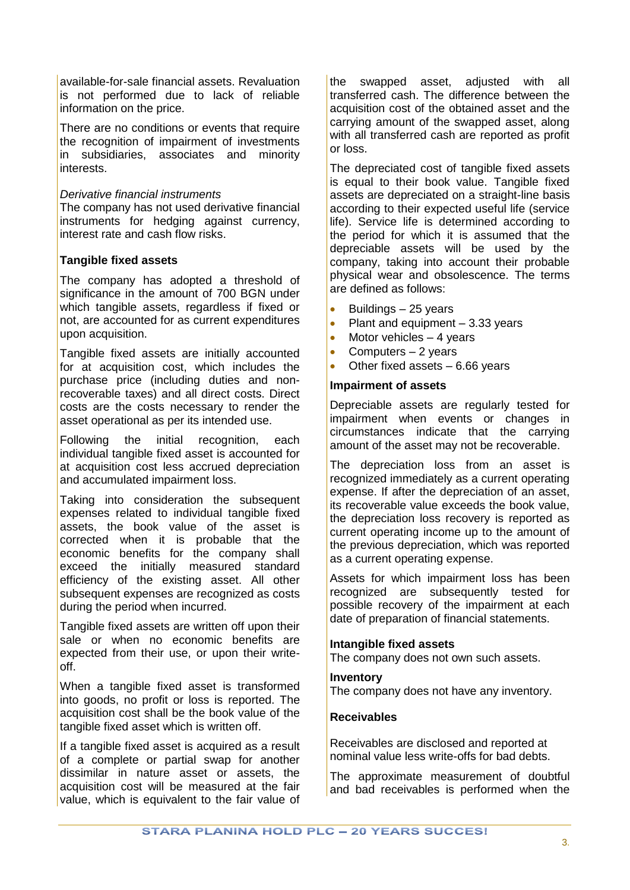available-for-sale financial assets. Revaluation is not performed due to lack of reliable information on the price.

There are no conditions or events that require the recognition of impairment of investments in subsidiaries, associates and minority interests.

*Derivative financial instruments*

The company has not used derivative financial instruments for hedging against currency, interest rate and cash flow risks.

**Tangible fixed assets**

The company has adopted a threshold of significance in the amount of 700 BGN under which tangible assets, regardless if fixed or not, are accounted for as current expenditures upon acquisition.

Tangible fixed assets are initially accounted for at acquisition cost, which includes the purchase price (including duties and non-recoverable taxes) and all direct costs. Direct costs are the costs necessary to render the asset operational as per its intended use.

Following the initial recognition, each individual tangible fixed asset is accounted for at acquisition cost less accrued depreciation and accumulated impairment loss.

Taking into consideration the subsequent expenses related to individual tangible fixed assets, the book value of the asset is corrected when it is probable that the economic benefits for the company shall exceed the initially measured standard efficiency of the existing asset. All other subsequent expenses are recognized as costs during the period when incurred.

Tangible fixed assets are written off upon their sale or when no economic benefits are expected from their use, or upon their write-off.

When a tangible fixed asset is transformed into goods, no profit or loss is reported. The acquisition cost shall be the book value of the tangible fixed asset which is written off.

If a tangible fixed asset is acquired as a result of a complete or partial swap for another dissimilar in nature asset or assets, the acquisition cost will be measured at the fair value, which is equivalent to the fair value of the swapped asset, adjusted with all transferred cash. The difference between the acquisition cost of the obtained asset and the carrying amount of the swapped asset, along with all transferred cash are reported as profit or loss.

The depreciated cost of tangible fixed assets is equal to their book value. Tangible fixed assets are depreciated on a straight-line basis according to their expected useful life (service life). Service life is determined according to the period for which it is assumed that the depreciable assets will be used by the company, taking into account their probable physical wear and obsolescence. The terms are defined as follows:

- Buildings – 25 years
- Plant and equipment – 3.33 years
- Motor vehicles – 4 years
- Computers – 2 years
- Other fixed assets – 6.66 years

**Impairment of assets**

Depreciable assets are regularly tested for impairment when events or changes in circumstances indicate that the carrying amount of the asset may not be recoverable.

The depreciation loss from an asset is recognized immediately as a current operating expense. If after the depreciation of an asset, its recoverable value exceeds the book value, the depreciation loss recovery is reported as current operating income up to the amount of the previous depreciation, which was reported as a current operating expense.

Assets for which impairment loss has been recognized are subsequently tested for possible recovery of the impairment at each date of preparation of financial statements.

**Intangible fixed assets**

The company does not own such assets.

**Inventory**

The company does not have any inventory.

**Receivables**

Receivables are disclosed and reported at nominal value less write-offs for bad debts.

The approximate measurement of doubtful and bad receivables is performed when the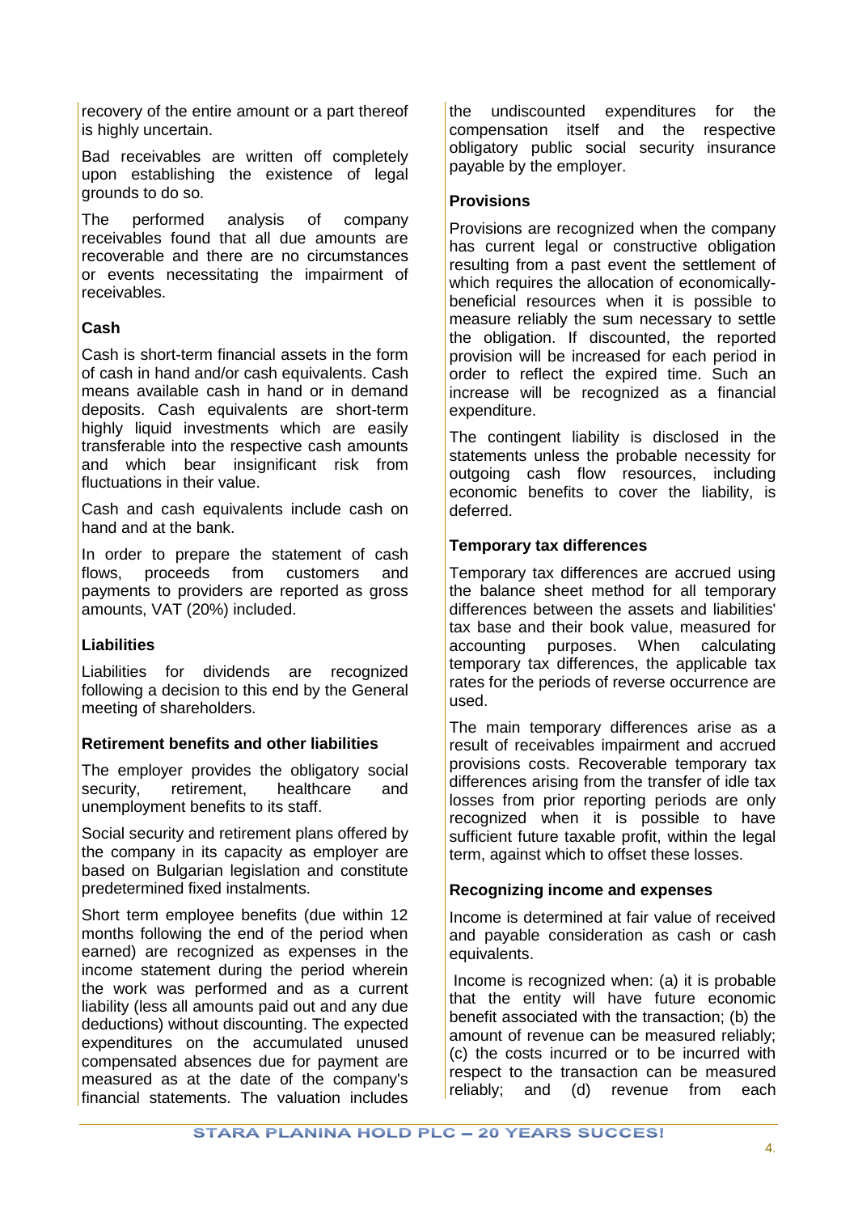recovery of the entire amount or a part thereof is highly uncertain.

Bad receivables are written off completely upon establishing the existence of legal grounds to do so.

The performed analysis of company receivables found that all due amounts are recoverable and there are no circumstances or events necessitating the impairment of receivables.

**Cash**

Cash is short-term financial assets in the form of cash in hand and/or cash equivalents. Cash means available cash in hand or in demand deposits. Cash equivalents are short-term highly liquid investments which are easily transferable into the respective cash amounts and which bear insignificant risk from fluctuations in their value.

Cash and cash equivalents include cash on hand and at the bank.

In order to prepare the statement of cash flows, proceeds from customers and payments to providers are reported as gross amounts, VAT (20%) included.

**Liabilities**

Liabilities for dividends are recognized following a decision to this end by the General meeting of shareholders.

**Retirement benefits and other liabilities**

The employer provides the obligatory social security, retirement, healthcare and unemployment benefits to its staff.

Social security and retirement plans offered by the company in its capacity as employer are based on Bulgarian legislation and constitute predetermined fixed instalments.

Short term employee benefits (due within 12 months following the end of the period when earned) are recognized as expenses in the income statement during the period wherein the work was performed and as a current liability (less all amounts paid out and any due deductions) without discounting. The expected expenditures on the accumulated unused compensated absences due for payment are measured as at the date of the company's financial statements. The valuation includes the undiscounted expenditures for the compensation itself and the respective obligatory public social security insurance payable by the employer.

**Provisions**

Provisions are recognized when the company has current legal or constructive obligation resulting from a past event the settlement of which requires the allocation of economically-beneficial resources when it is possible to measure reliably the sum necessary to settle the obligation. If discounted, the reported provision will be increased for each period in order to reflect the expired time. Such an increase will be recognized as a financial expenditure.

The contingent liability is disclosed in the statements unless the probable necessity for outgoing cash flow resources, including economic benefits to cover the liability, is deferred.

**Temporary tax differences**

Temporary tax differences are accrued using the balance sheet method for all temporary differences between the assets and liabilities' tax base and their book value, measured for accounting purposes. When calculating temporary tax differences, the applicable tax rates for the periods of reverse occurrence are used.

The main temporary differences arise as a result of receivables impairment and accrued provisions costs. Recoverable temporary tax differences arising from the transfer of idle tax losses from prior reporting periods are only recognized when it is possible to have sufficient future taxable profit, within the legal term, against which to offset these losses.

**Recognizing income and expenses**

Income is determined at fair value of received and payable consideration as cash or cash equivalents.

Income is recognized when: (a) it is probable that the entity will have future economic benefit associated with the transaction; (b) the amount of revenue can be measured reliably; (c) the costs incurred or to be incurred with respect to the transaction can be measured reliably; and (d) revenue from each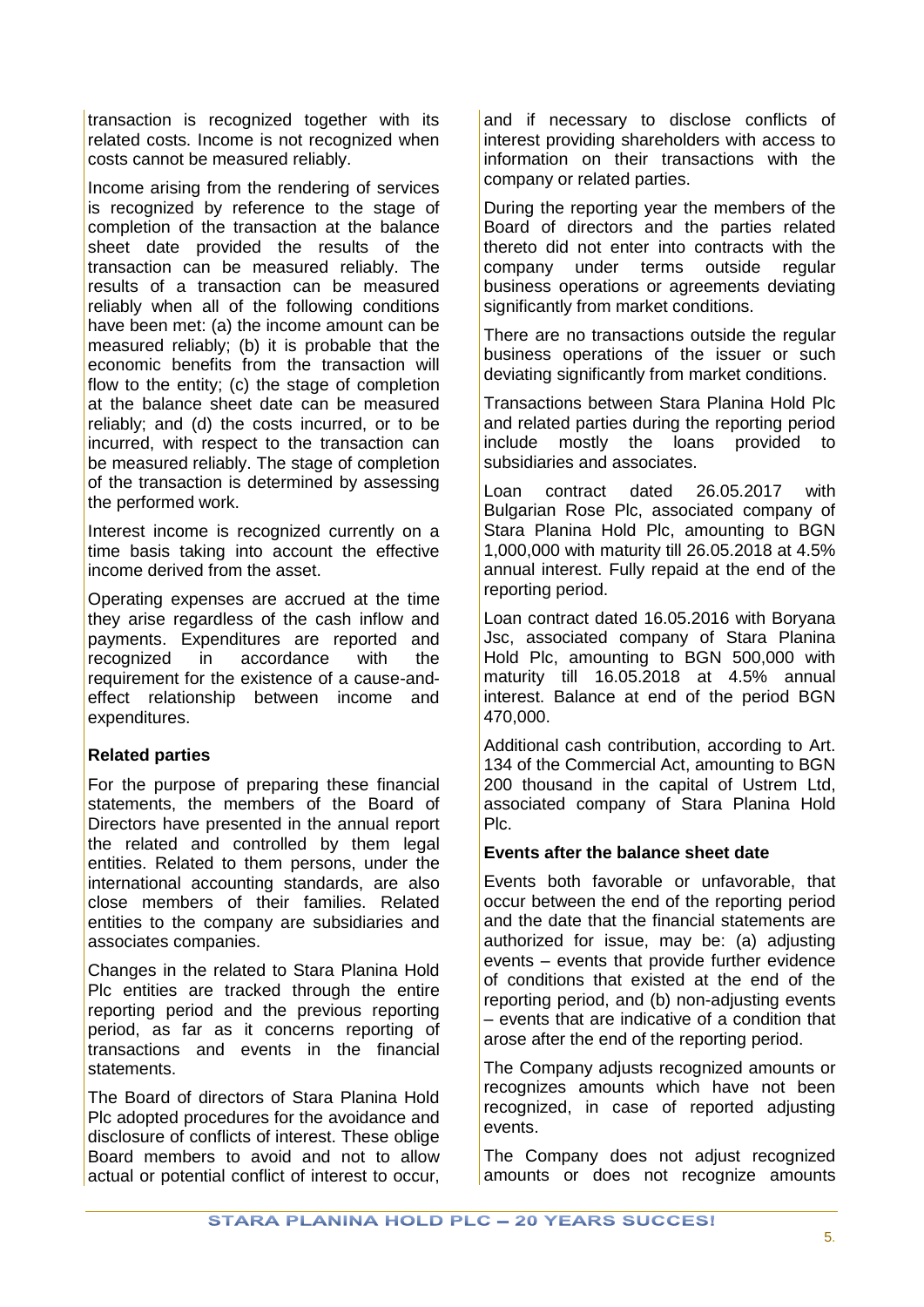transaction is recognized together with its related costs. Income is not recognized when costs cannot be measured reliably.

Income arising from the rendering of services is recognized by reference to the stage of completion of the transaction at the balance sheet date provided the results of the transaction can be measured reliably. The results of a transaction can be measured reliably when all of the following conditions have been met: (a) the income amount can be measured reliably; (b) it is probable that the economic benefits from the transaction will flow to the entity; (c) the stage of completion at the balance sheet date can be measured reliably; and (d) the costs incurred, or to be incurred, with respect to the transaction can be measured reliably. The stage of completion of the transaction is determined by assessing the performed work.

Interest income is recognized currently on a time basis taking into account the effective income derived from the asset.

Operating expenses are accrued at the time they arise regardless of the cash inflow and payments. Expenditures are reported and recognized in accordance with the requirement for the existence of a cause-and-effect relationship between income and expenditures.

**Related parties**

For the purpose of preparing these financial statements, the members of the Board of Directors have presented in the annual report the related and controlled by them legal entities. Related to them persons, under the international accounting standards, are also close members of their families. Related entities to the company are subsidiaries and associates companies.

Changes in the related to Stara Planina Hold Plc entities are tracked through the entire reporting period and the previous reporting period, as far as it concerns reporting of transactions and events in the financial statements.

The Board of directors of Stara Planina Hold Plc adopted procedures for the avoidance and disclosure of conflicts of interest. These oblige Board members to avoid and not to allow actual or potential conflict of interest to occur, and if necessary to disclose conflicts of interest providing shareholders with access to information on their transactions with the company or related parties.

During the reporting year the members of the Board of directors and the parties related thereto did not enter into contracts with the company under terms outside regular business operations or agreements deviating significantly from market conditions.

There are no transactions outside the regular business operations of the issuer or such deviating significantly from market conditions.

Transactions between Stara Planina Hold Plc and related parties during the reporting period include mostly the loans provided to subsidiaries and associates.

Loan contract dated 26.05.2017 with Bulgarian Rose Plc, associated company of Stara Planina Hold Plc, amounting to BGN 1,000,000 with maturity till 26.05.2018 at 4.5% annual interest. Fully repaid at the end of the reporting period.

Loan contract dated 16.05.2016 with Boryana Jsc, associated company of Stara Planina Hold Plc, amounting to BGN 500,000 with maturity till 16.05.2018 at 4.5% annual interest. Balance at end of the period BGN 470,000.

Additional cash contribution, according to Art. 134 of the Commercial Act, amounting to BGN 200 thousand in the capital of Ustrem Ltd, associated company of Stara Planina Hold Plc.

**Events after the balance sheet date**

Events both favorable or unfavorable, that occur between the end of the reporting period and the date that the financial statements are authorized for issue, may be: (a) adjusting events – events that provide further evidence of conditions that existed at the end of the reporting period, and (b) non-adjusting events – events that are indicative of a condition that arose after the end of the reporting period.

The Company adjusts recognized amounts or recognizes amounts which have not been recognized, in case of reported adjusting events.

The Company does not adjust recognized amounts or does not recognize amounts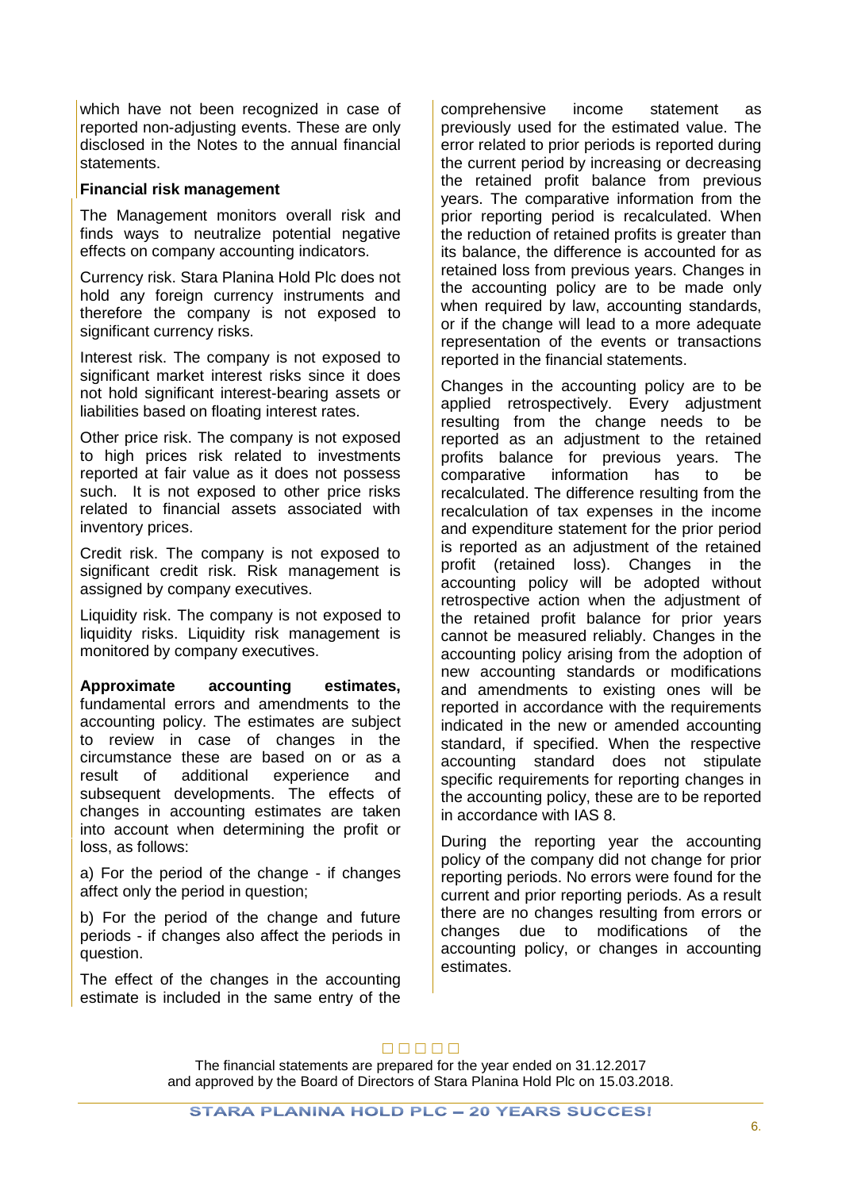which have not been recognized in case of reported non-adjusting events. These are only disclosed in the Notes to the annual financial statements.

**Financial risk management**

The Management monitors overall risk and finds ways to neutralize potential negative effects on company accounting indicators.

Currency risk. Stara Planina Hold Plc does not hold any foreign currency instruments and therefore the company is not exposed to significant currency risks.

Interest risk. The company is not exposed to significant market interest risks since it does not hold significant interest-bearing assets or liabilities based on floating interest rates.

Other price risk. The company is not exposed to high prices risk related to investments reported at fair value as it does not possess such. It is not exposed to other price risks related to financial assets associated with inventory prices.

Credit risk. The company is not exposed to significant credit risk. Risk management is assigned by company executives.

Liquidity risk. The company is not exposed to liquidity risks. Liquidity risk management is monitored by company executives.

**Approximate accounting estimates,** fundamental errors and amendments to the accounting policy. The estimates are subject to review in case of changes in the circumstance these are based on or as a result of additional experience and subsequent developments. The effects of changes in accounting estimates are taken into account when determining the profit or loss, as follows:

a) For the period of the change - if changes affect only the period in question;

b) For the period of the change and future periods - if changes also affect the periods in question.

The effect of the changes in the accounting estimate is included in the same entry of the comprehensive income statement as previously used for the estimated value. The error related to prior periods is reported during the current period by increasing or decreasing the retained profit balance from previous years. The comparative information from the prior reporting period is recalculated. When the reduction of retained profits is greater than its balance, the difference is accounted for as retained loss from previous years. Changes in the accounting policy are to be made only when required by law, accounting standards, or if the change will lead to a more adequate representation of the events or transactions reported in the financial statements.

Changes in the accounting policy are to be applied retrospectively. Every adjustment resulting from the change needs to be reported as an adjustment to the retained profits balance for previous years. The comparative information has to be recalculated. The difference resulting from the recalculation of tax expenses in the income and expenditure statement for the prior period is reported as an adjustment of the retained profit (retained loss). Changes in the accounting policy will be adopted without retrospective action when the adjustment of the retained profit balance for prior years cannot be measured reliably. Changes in the accounting policy arising from the adoption of new accounting standards or modifications and amendments to existing ones will be reported in accordance with the requirements indicated in the new or amended accounting standard, if specified. When the respective accounting standard does not stipulate specific requirements for reporting changes in the accounting policy, these are to be reported in accordance with IAS 8.

During the reporting year the accounting policy of the company did not change for prior reporting periods. No errors were found for the current and prior reporting periods. As a result there are no changes resulting from errors or changes due to modifications of the accounting policy, or changes in accounting estimates.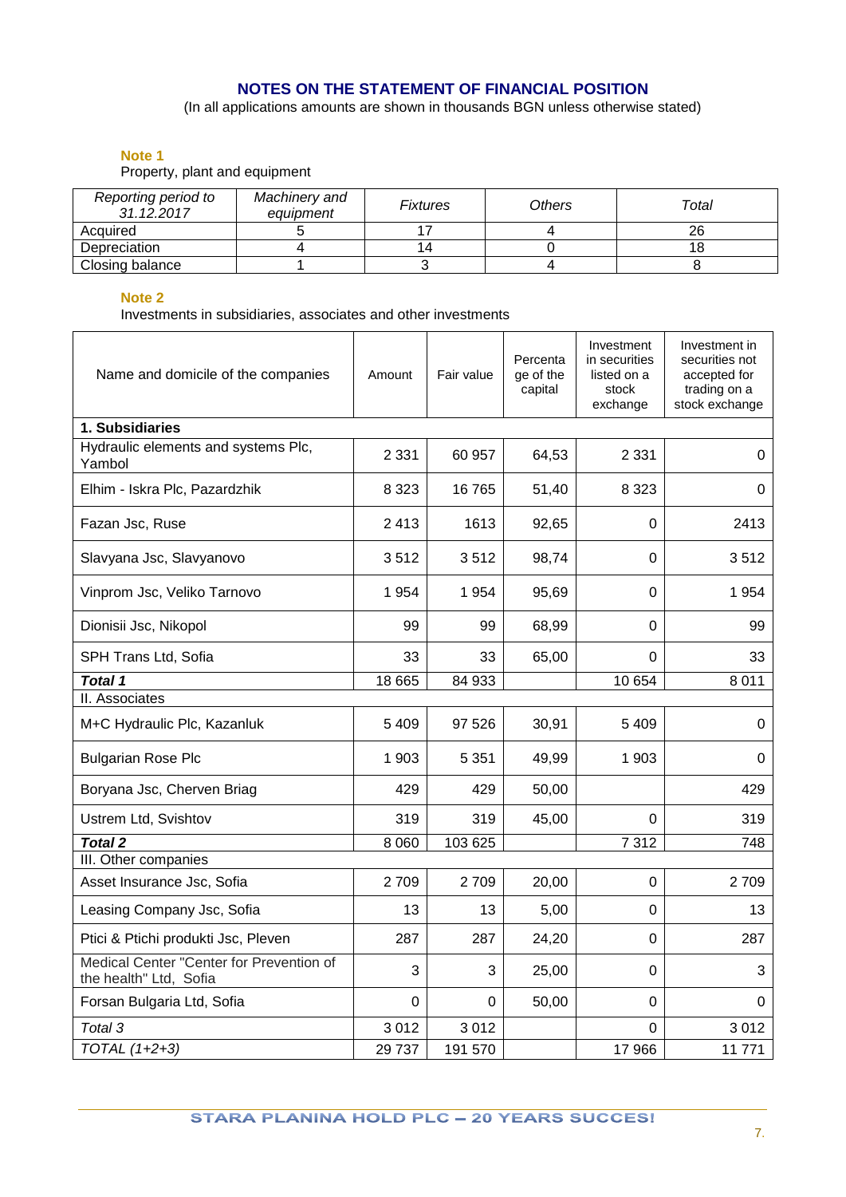# NOTES ON THE STATEMENT OF FINANCIAL POSITION

(In all applications amounts are shown in thousands BGN unless otherwise stated)

**Note 1**

Property, plant and equipment

| *Reporting period to 31.12.2017* | *Machinery and equipment* | *Fixtures* | *Others* | *Total* |
|---|---|---|---|---|
| Acquired | 5 | 17 | 4 | 26 |
| Depreciation | 4 | 14 | 0 | 18 |
| Closing balance | 1 | 3 | 4 | 8 |

**Note 2**

Investments in subsidiaries, associates and other investments

| Name and domicile of the companies | Amount | Fair value | Percentage of the capital | Investment in securities listed on a stock exchange | Investment in securities not accepted for trading on a stock exchange |
|---|---|---|---|---|---|
| **1. Subsidiaries** | | | | | |
| Hydraulic elements and systems Plc, Yambol | 2 331 | 60 957 | 64,53 | 2 331 | 0 |
| Elhim - Iskra Plc, Pazardzhik | 8 323 | 16 765 | 51,40 | 8 323 | 0 |
| Fazan Jsc, Ruse | 2 413 | 1613 | 92,65 | 0 | 2413 |
| Slavyana Jsc, Slavyanovo | 3 512 | 3 512 | 98,74 | 0 | 3 512 |
| Vinprom Jsc, Veliko Tarnovo | 1 954 | 1 954 | 95,69 | 0 | 1 954 |
| Dionisii Jsc, Nikopol | 99 | 99 | 68,99 | 0 | 99 |
| SPH Trans Ltd, Sofia | 33 | 33 | 65,00 | 0 | 33 |
| ***Total 1*** | 18 665 | 84 933 | | 10 654 | 8 011 |
| II. Associates | | | | | |
| M+C Hydraulic Plc, Kazanluk | 5 409 | 97 526 | 30,91 | 5 409 | 0 |
| Bulgarian Rose Plc | 1 903 | 5 351 | 49,99 | 1 903 | 0 |
| Boryana Jsc, Cherven Briag | 429 | 429 | 50,00 | | 429 |
| Ustrem Ltd, Svishtov | 319 | 319 | 45,00 | 0 | 319 |
| ***Total 2*** | 8 060 | 103 625 | | 7 312 | 748 |
| III. Other companies | | | | | |
| Asset Insurance Jsc, Sofia | 2 709 | 2 709 | 20,00 | 0 | 2 709 |
| Leasing Company Jsc, Sofia | 13 | 13 | 5,00 | 0 | 13 |
| Ptici & Ptichi produkti Jsc, Pleven | 287 | 287 | 24,20 | 0 | 287 |
| Medical Center "Center for Prevention of the health" Ltd, Sofia | 3 | 3 | 25,00 | 0 | 3 |
| Forsan Bulgaria Ltd, Sofia | 0 | 0 | 50,00 | 0 | 0 |
| *Total 3* | 3 012 | 3 012 | | 0 | 3 012 |
| *TOTAL (1+2+3)* | 29 737 | 191 570 | | 17 966 | 11 771 |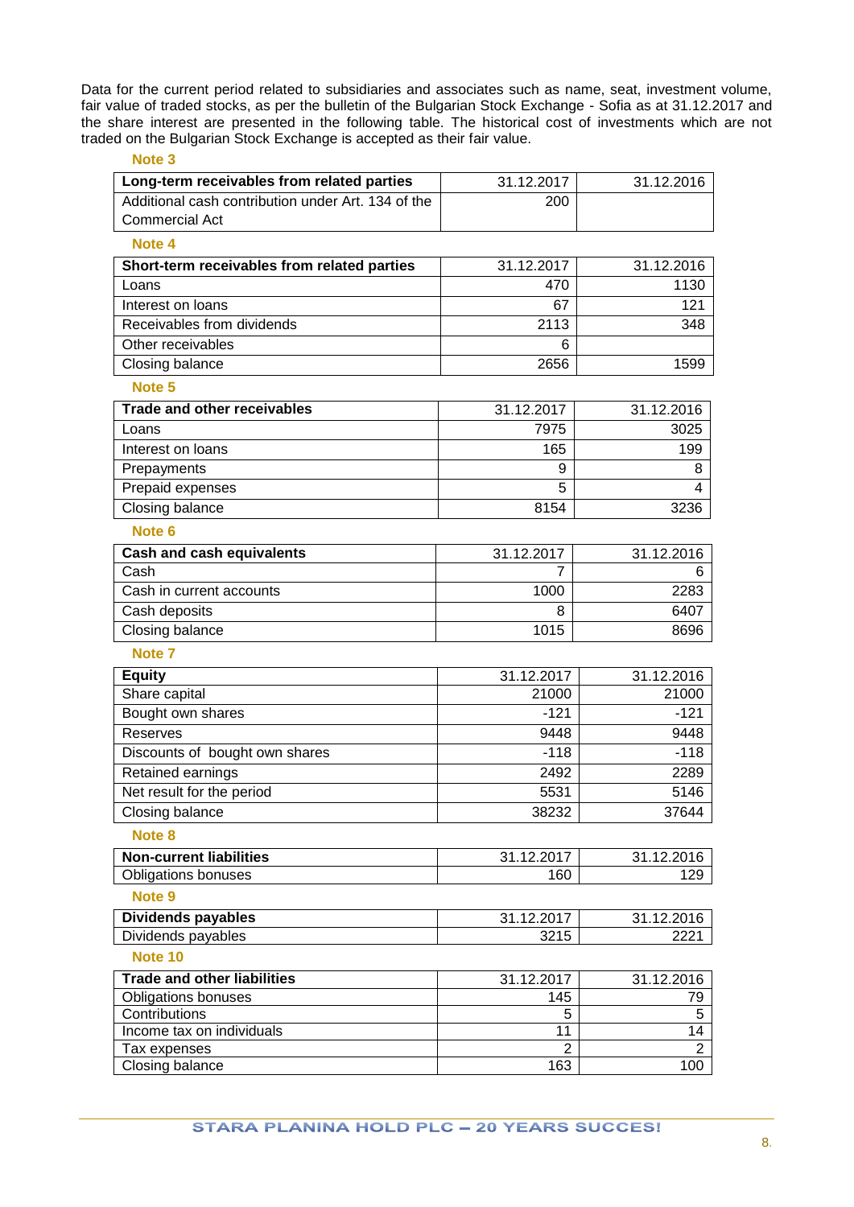Data for the current period related to subsidiaries and associates such as name, seat, investment volume, fair value of traded stocks, as per the bulletin of the Bulgarian Stock Exchange - Sofia as at 31.12.2017 and the share interest are presented in the following table. The historical cost of investments which are not traded on the Bulgarian Stock Exchange is accepted as their fair value.

**Note 3**

| Long-term receivables from related parties | 31.12.2017 | 31.12.2016 |
|---|---|---|
| Additional cash contribution under Art. 134 of the Commercial Act | 200 | |

**Note 4**

| Short-term receivables from related parties | 31.12.2017 | 31.12.2016 |
|---|---|---|
| Loans | 470 | 1130 |
| Interest on loans | 67 | 121 |
| Receivables from dividends | 2113 | 348 |
| Other receivables | 6 | |
| Closing balance | 2656 | 1599 |

**Note 5**

| Trade and other receivables | 31.12.2017 | 31.12.2016 |
|---|---|---|
| Loans | 7975 | 3025 |
| Interest on loans | 165 | 199 |
| Prepayments | 9 | 8 |
| Prepaid expenses | 5 | 4 |
| Closing balance | 8154 | 3236 |

**Note 6**

| Cash and cash equivalents | 31.12.2017 | 31.12.2016 |
|---|---|---|
| Cash | 7 | 6 |
| Cash in current accounts | 1000 | 2283 |
| Cash deposits | 8 | 6407 |
| Closing balance | 1015 | 8696 |

**Note 7**

| Equity | 31.12.2017 | 31.12.2016 |
|---|---|---|
| Share capital | 21000 | 21000 |
| Bought own shares | -121 | -121 |
| Reserves | 9448 | 9448 |
| Discounts of bought own shares | -118 | -118 |
| Retained earnings | 2492 | 2289 |
| Net result for the period | 5531 | 5146 |
| Closing balance | 38232 | 37644 |

**Note 8**

| Non-current liabilities | 31.12.2017 | 31.12.2016 |
|---|---|---|
| Obligations bonuses | 160 | 129 |

**Note 9**

| Dividends payables | 31.12.2017 | 31.12.2016 |
|---|---|---|
| Dividends payables | 3215 | 2221 |

**Note 10**

| Trade and other liabilities | 31.12.2017 | 31.12.2016 |
|---|---|---|
| Obligations bonuses | 145 | 79 |
| Contributions | 5 | 5 |
| Income tax on individuals | 11 | 14 |
| Tax expenses | 2 | 2 |
| Closing balance | 163 | 100 |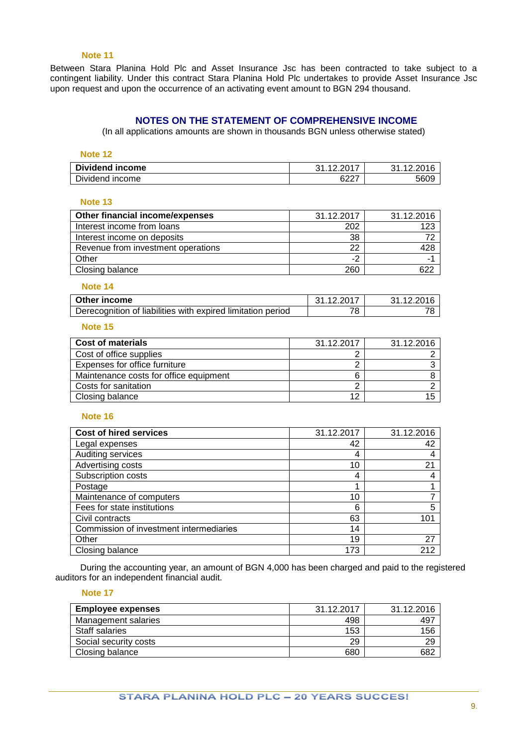### Note 11

Between Stara Planina Hold Plc and Asset Insurance Jsc has been contracted to take subject to a contingent liability. Under this contract Stara Planina Hold Plc undertakes to provide Asset Insurance Jsc upon request and upon the occurrence of an activating event amount to BGN 294 thousand.

## NOTES ON THE STATEMENT OF COMPREHENSIVE INCOME

(In all applications amounts are shown in thousands BGN unless otherwise stated)

### Note 12

| **Dividend income** | 31.12.2017 | 31.12.2016 |
|---|---|---|
| Dividend income | 6227 | 5609 |

### Note 13

| **Other financial income/expenses** | 31.12.2017 | 31.12.2016 |
|---|---|---|
| Interest income from loans | 202 | 123 |
| Interest income on deposits | 38 | 72 |
| Revenue from investment operations | 22 | 428 |
| Other | -2 | -1 |
| Closing balance | 260 | 622 |

### Note 14

| **Other income** | 31.12.2017 | 31.12.2016 |
|---|---|---|
| Derecognition of liabilities with expired limitation period | 78 | 78 |

### Note 15

| **Cost of materials** | 31.12.2017 | 31.12.2016 |
|---|---|---|
| Cost of office supplies | 2 | 2 |
| Expenses for office furniture | 2 | 3 |
| Maintenance costs for office equipment | 6 | 8 |
| Costs for sanitation | 2 | 2 |
| Closing balance | 12 | 15 |

### Note 16

| **Cost of hired services** | 31.12.2017 | 31.12.2016 |
|---|---|---|
| Legal expenses | 42 | 42 |
| Auditing services | 4 | 4 |
| Advertising costs | 10 | 21 |
| Subscription costs | 4 | 4 |
| Postage | 1 | 1 |
| Maintenance of computers | 10 | 7 |
| Fees for state institutions | 6 | 5 |
| Civil contracts | 63 | 101 |
| Commission of investment intermediaries | 14 | |
| Other | 19 | 27 |
| Closing balance | 173 | 212 |

During the accounting year, an amount of BGN 4,000 has been charged and paid to the registered auditors for an independent financial audit.

### Note 17

| **Employee expenses** | 31.12.2017 | 31.12.2016 |
|---|---|---|
| Management salaries | 498 | 497 |
| Staff salaries | 153 | 156 |
| Social security costs | 29 | 29 |
| Closing balance | 680 | 682 |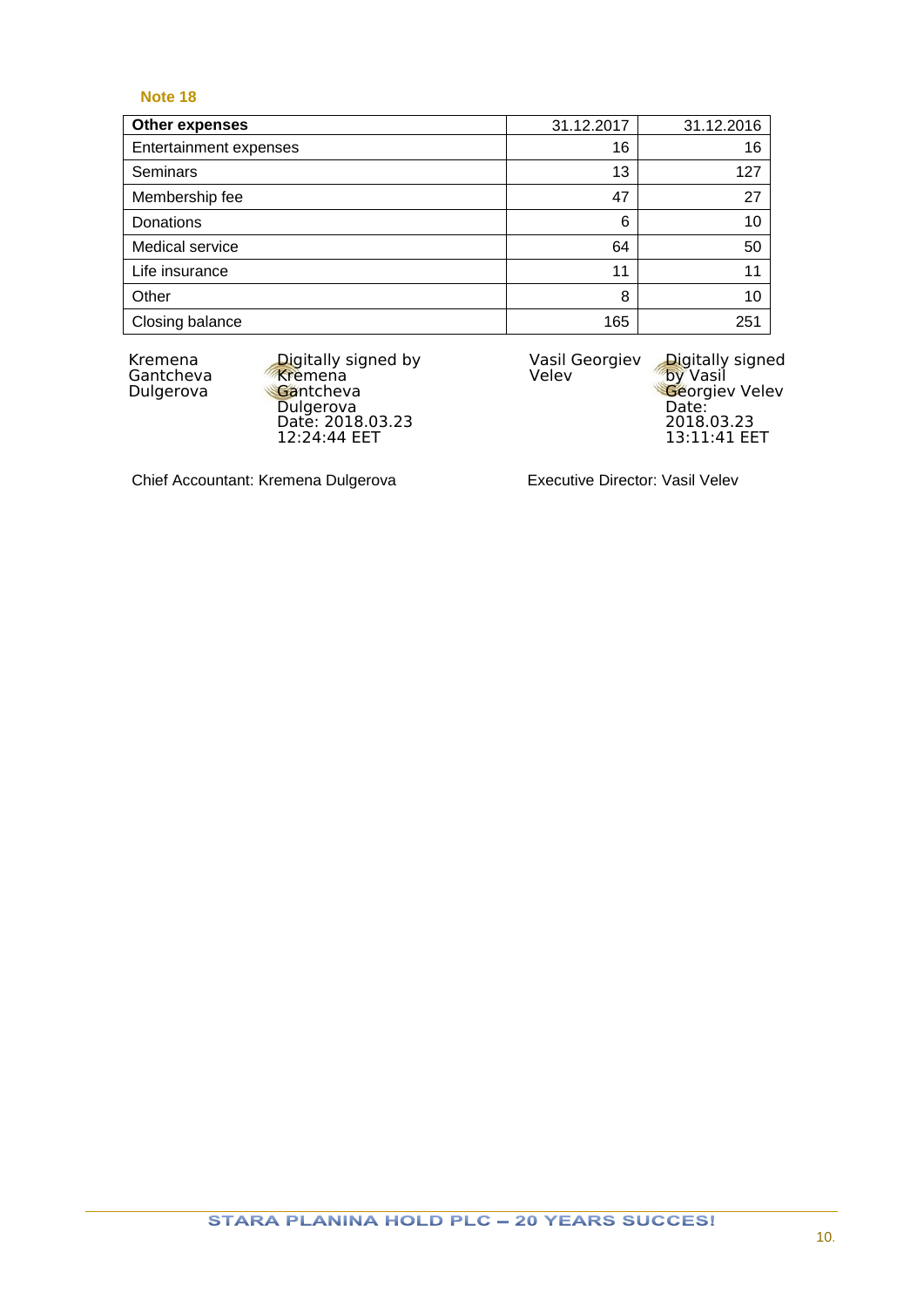**Note 18**

| Other expenses | 31.12.2017 | 31.12.2016 |
|---|---|---|
| Entertainment expenses | 16 | 16 |
| Seminars | 13 | 127 |
| Membership fee | 47 | 27 |
| Donations | 6 | 10 |
| Medical service | 64 | 50 |
| Life insurance | 11 | 11 |
| Other | 8 | 10 |
| Closing balance | 165 | 251 |

Kremena Gantcheva Dulgerova — Digitally signed by Kremena Gantcheva Dulgerova Date: 2018.03.23 12:24:44 EET

Vasil Georgiev Velev — Digitally signed by Vasil Georgiev Velev Date: 2018.03.23 13:11:41 EET

Chief Accountant: Kremena Dulgerova

Executive Director: Vasil Velev